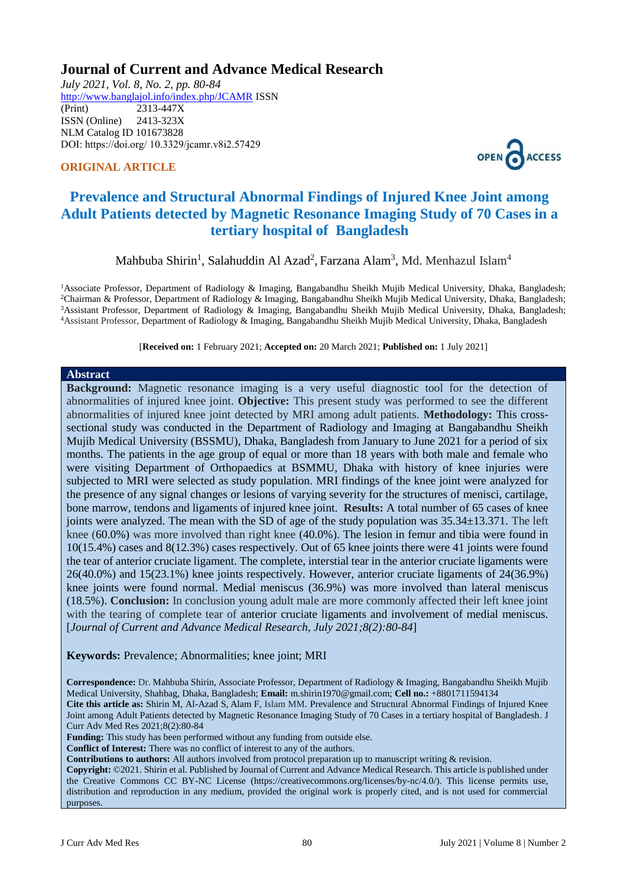# Journal of Current and Advance Medical Research

*July 2021, Vol. 8, No. 2, pp. 80-84*
http://www.banglajol.info/index.php/JCAMR ISSN (Print) 2313-447X
ISSN (Online) 2413-323X
NLM Catalog ID 101673828
DOI: https://doi.org/ 10.3329/jcamr.v8i2.57429

**ORIGINAL ARTICLE**

OPEN ACCESS

## Prevalence and Structural Abnormal Findings of Injured Knee Joint among Adult Patients detected by Magnetic Resonance Imaging Study of 70 Cases in a tertiary hospital of Bangladesh

Mahbuba Shirin[1], Salahuddin Al Azad[2], Farzana Alam[3], Md. Menhazul Islam[4]

[1]Associate Professor, Department of Radiology & Imaging, Bangabandhu Sheikh Mujib Medical University, Dhaka, Bangladesh; [2]Chairman & Professor, Department of Radiology & Imaging, Bangabandhu Sheikh Mujib Medical University, Dhaka, Bangladesh; [3]Assistant Professor, Department of Radiology & Imaging, Bangabandhu Sheikh Mujib Medical University, Dhaka, Bangladesh; [4]Assistant Professor, Department of Radiology & Imaging, Bangabandhu Sheikh Mujib Medical University, Dhaka, Bangladesh

[**Received on:** 1 February 2021; **Accepted on:** 20 March 2021; **Published on:** 1 July 2021]

### Abstract

**Background:** Magnetic resonance imaging is a very useful diagnostic tool for the detection of abnormalities of injured knee joint. **Objective:** This present study was performed to see the different abnormalities of injured knee joint detected by MRI among adult patients. **Methodology:** This cross-sectional study was conducted in the Department of Radiology and Imaging at Bangabandhu Sheikh Mujib Medical University (BSSMU), Dhaka, Bangladesh from January to June 2021 for a period of six months. The patients in the age group of equal or more than 18 years with both male and female who were visiting Department of Orthopaedics at BSMMU, Dhaka with history of knee injuries were subjected to MRI were selected as study population. MRI findings of the knee joint were analyzed for the presence of any signal changes or lesions of varying severity for the structures of menisci, cartilage, bone marrow, tendons and ligaments of injured knee joint. **Results:** A total number of 65 cases of knee joints were analyzed. The mean with the SD of age of the study population was 35.34±13.371. The left knee (60.0%) was more involved than right knee (40.0%). The lesion in femur and tibia were found in 10(15.4%) cases and 8(12.3%) cases respectively. Out of 65 knee joints there were 41 joints were found the tear of anterior cruciate ligament. The complete, interstial tear in the anterior cruciate ligaments were 26(40.0%) and 15(23.1%) knee joints respectively. However, anterior cruciate ligaments of 24(36.9%) knee joints were found normal. Medial meniscus (36.9%) was more involved than lateral meniscus (18.5%). **Conclusion:** In conclusion young adult male are more commonly affected their left knee joint with the tearing of complete tear of anterior cruciate ligaments and involvement of medial meniscus. [*Journal of Current and Advance Medical Research, July 2021;8(2):80-84*]

**Keywords:** Prevalence; Abnormalities; knee joint; MRI

**Correspondence:** Dr. Mahbuba Shirin, Associate Professor, Department of Radiology & Imaging, Bangabandhu Sheikh Mujib Medical University, Shahbag, Dhaka, Bangladesh; **Email:** m.shirin1970@gmail.com; **Cell no.:** +8801711594134

**Cite this article as:** Shirin M, Al-Azad S, Alam F, Islam MM. Prevalence and Structural Abnormal Findings of Injured Knee Joint among Adult Patients detected by Magnetic Resonance Imaging Study of 70 Cases in a tertiary hospital of Bangladesh. J Curr Adv Med Res 2021;8(2):80-84

**Funding:** This study has been performed without any funding from outside else.

**Conflict of Interest:** There was no conflict of interest to any of the authors.

**Contributions to authors:** All authors involved from protocol preparation up to manuscript writing & revision.

**Copyright:** ©2021. Shirin et al. Published by Journal of Current and Advance Medical Research. This article is published under the Creative Commons CC BY-NC License (https://creativecommons.org/licenses/by-nc/4.0/). This license permits use, distribution and reproduction in any medium, provided the original work is properly cited, and is not used for commercial purposes.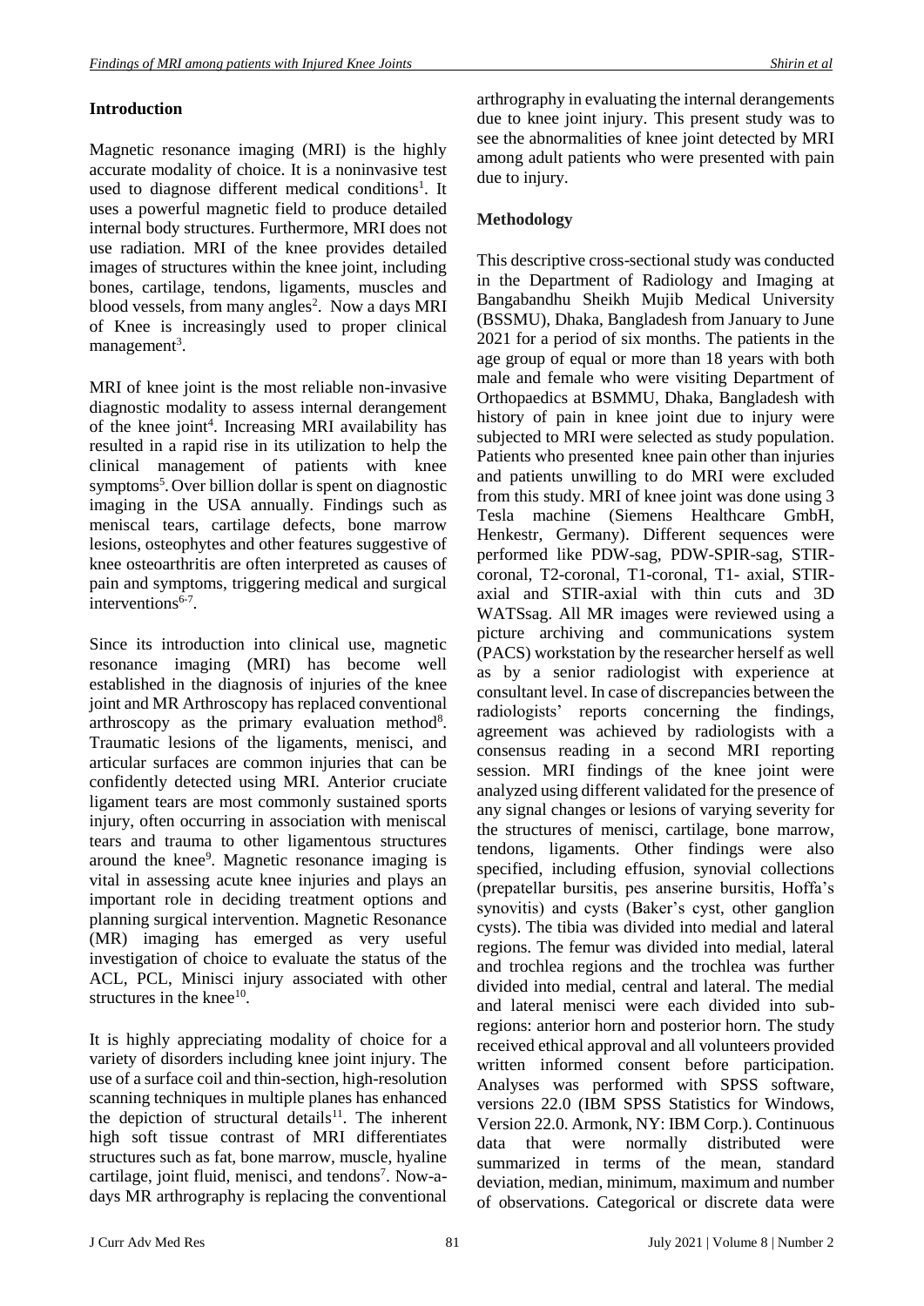## Introduction

Magnetic resonance imaging (MRI) is the highly accurate modality of choice. It is a noninvasive test used to diagnose different medical conditions[1]. It uses a powerful magnetic field to produce detailed internal body structures. Furthermore, MRI does not use radiation. MRI of the knee provides detailed images of structures within the knee joint, including bones, cartilage, tendons, ligaments, muscles and blood vessels, from many angles[2]. Now a days MRI of Knee is increasingly used to proper clinical management[3].

MRI of knee joint is the most reliable non-invasive diagnostic modality to assess internal derangement of the knee joint[4]. Increasing MRI availability has resulted in a rapid rise in its utilization to help the clinical management of patients with knee symptoms[5]. Over billion dollar is spent on diagnostic imaging in the USA annually. Findings such as meniscal tears, cartilage defects, bone marrow lesions, osteophytes and other features suggestive of knee osteoarthritis are often interpreted as causes of pain and symptoms, triggering medical and surgical interventions[6-7].

Since its introduction into clinical use, magnetic resonance imaging (MRI) has become well established in the diagnosis of injuries of the knee joint and MR Arthroscopy has replaced conventional arthroscopy as the primary evaluation method[8]. Traumatic lesions of the ligaments, menisci, and articular surfaces are common injuries that can be confidently detected using MRI. Anterior cruciate ligament tears are most commonly sustained sports injury, often occurring in association with meniscal tears and trauma to other ligamentous structures around the knee[9]. Magnetic resonance imaging is vital in assessing acute knee injuries and plays an important role in deciding treatment options and planning surgical intervention. Magnetic Resonance (MR) imaging has emerged as very useful investigation of choice to evaluate the status of the ACL, PCL, Minisci injury associated with other structures in the knee[10].

It is highly appreciating modality of choice for a variety of disorders including knee joint injury. The use of a surface coil and thin-section, high-resolution scanning techniques in multiple planes has enhanced the depiction of structural details[11]. The inherent high soft tissue contrast of MRI differentiates structures such as fat, bone marrow, muscle, hyaline cartilage, joint fluid, menisci, and tendons[7]. Now-a-days MR arthrography is replacing the conventional arthrography in evaluating the internal derangements due to knee joint injury. This present study was to see the abnormalities of knee joint detected by MRI among adult patients who were presented with pain due to injury.

## Methodology

This descriptive cross-sectional study was conducted in the Department of Radiology and Imaging at Bangabandhu Sheikh Mujib Medical University (BSSMU), Dhaka, Bangladesh from January to June 2021 for a period of six months. The patients in the age group of equal or more than 18 years with both male and female who were visiting Department of Orthopaedics at BSMMU, Dhaka, Bangladesh with history of pain in knee joint due to injury were subjected to MRI were selected as study population. Patients who presented knee pain other than injuries and patients unwilling to do MRI were excluded from this study. MRI of knee joint was done using 3 Tesla machine (Siemens Healthcare GmbH, Henkestr, Germany). Different sequences were performed like PDW-sag, PDW-SPIR-sag, STIR-coronal, T2-coronal, T1-coronal, T1- axial, STIR-axial and STIR-axial with thin cuts and 3D WATSsag. All MR images were reviewed using a picture archiving and communications system (PACS) workstation by the researcher herself as well as by a senior radiologist with experience at consultant level. In case of discrepancies between the radiologists' reports concerning the findings, agreement was achieved by radiologists with a consensus reading in a second MRI reporting session. MRI findings of the knee joint were analyzed using different validated for the presence of any signal changes or lesions of varying severity for the structures of menisci, cartilage, bone marrow, tendons, ligaments. Other findings were also specified, including effusion, synovial collections (prepatellar bursitis, pes anserine bursitis, Hoffa's synovitis) and cysts (Baker's cyst, other ganglion cysts). The tibia was divided into medial and lateral regions. The femur was divided into medial, lateral and trochlea regions and the trochlea was further divided into medial, central and lateral. The medial and lateral menisci were each divided into sub-regions: anterior horn and posterior horn. The study received ethical approval and all volunteers provided written informed consent before participation. Analyses was performed with SPSS software, versions 22.0 (IBM SPSS Statistics for Windows, Version 22.0. Armonk, NY: IBM Corp.). Continuous data that were normally distributed were summarized in terms of the mean, standard deviation, median, minimum, maximum and number of observations. Categorical or discrete data were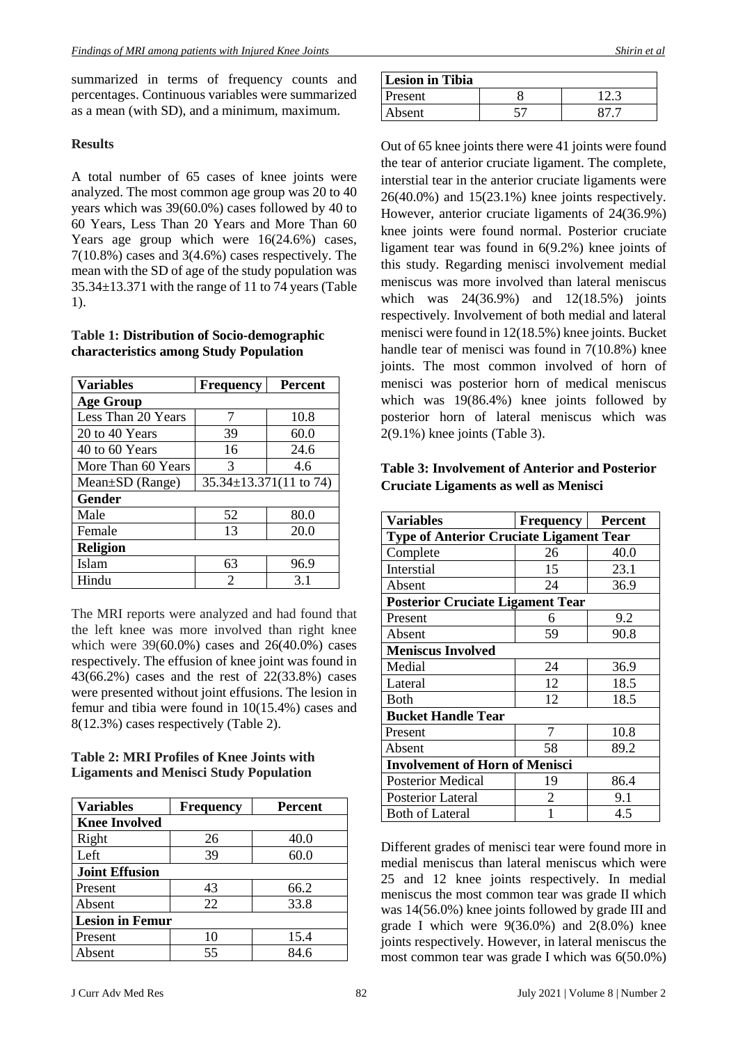summarized in terms of frequency counts and percentages. Continuous variables were summarized as a mean (with SD), and a minimum, maximum.

**Results**

A total number of 65 cases of knee joints were analyzed. The most common age group was 20 to 40 years which was 39(60.0%) cases followed by 40 to 60 Years, Less Than 20 Years and More Than 60 Years age group which were 16(24.6%) cases, 7(10.8%) cases and 3(4.6%) cases respectively. The mean with the SD of age of the study population was 35.34±13.371 with the range of 11 to 74 years (Table 1).

**Table 1: Distribution of Socio-demographic characteristics among Study Population**

| Variables | Frequency | Percent |
|---|---|---|
| **Age Group** | | |
| Less Than 20 Years | 7 | 10.8 |
| 20 to 40 Years | 39 | 60.0 |
| 40 to 60 Years | 16 | 24.6 |
| More Than 60 Years | 3 | 4.6 |
| Mean±SD (Range) | 35.34±13.371(11 to 74) | |
| **Gender** | | |
| Male | 52 | 80.0 |
| Female | 13 | 20.0 |
| **Religion** | | |
| Islam | 63 | 96.9 |
| Hindu | 2 | 3.1 |

The MRI reports were analyzed and had found that the left knee was more involved than right knee which were 39(60.0%) cases and 26(40.0%) cases respectively. The effusion of knee joint was found in 43(66.2%) cases and the rest of 22(33.8%) cases were presented without joint effusions. The lesion in femur and tibia were found in 10(15.4%) cases and 8(12.3%) cases respectively (Table 2).

**Table 2: MRI Profiles of Knee Joints with Ligaments and Menisci Study Population**

| Variables | Frequency | Percent |
|---|---|---|
| **Knee Involved** | | |
| Right | 26 | 40.0 |
| Left | 39 | 60.0 |
| **Joint Effusion** | | |
| Present | 43 | 66.2 |
| Absent | 22 | 33.8 |
| **Lesion in Femur** | | |
| Present | 10 | 15.4 |
| Absent | 55 | 84.6 |
| **Lesion in Tibia** | | |
| Present | 8 | 12.3 |
| Absent | 57 | 87.7 |

Out of 65 knee joints there were 41 joints were found the tear of anterior cruciate ligament. The complete, interstial tear in the anterior cruciate ligaments were 26(40.0%) and 15(23.1%) knee joints respectively. However, anterior cruciate ligaments of 24(36.9%) knee joints were found normal. Posterior cruciate ligament tear was found in 6(9.2%) knee joints of this study. Regarding menisci involvement medial meniscus was more involved than lateral meniscus which was 24(36.9%) and 12(18.5%) joints respectively. Involvement of both medial and lateral menisci were found in 12(18.5%) knee joints. Bucket handle tear of menisci was found in 7(10.8%) knee joints. The most common involved of horn of menisci was posterior horn of medical meniscus which was 19(86.4%) knee joints followed by posterior horn of lateral meniscus which was 2(9.1%) knee joints (Table 3).

**Table 3: Involvement of Anterior and Posterior Cruciate Ligaments as well as Menisci**

| Variables | Frequency | Percent |
|---|---|---|
| **Type of Anterior Cruciate Ligament Tear** | | |
| Complete | 26 | 40.0 |
| Interstial | 15 | 23.1 |
| Absent | 24 | 36.9 |
| **Posterior Cruciate Ligament Tear** | | |
| Present | 6 | 9.2 |
| Absent | 59 | 90.8 |
| **Meniscus Involved** | | |
| Medial | 24 | 36.9 |
| Lateral | 12 | 18.5 |
| Both | 12 | 18.5 |
| **Bucket Handle Tear** | | |
| Present | 7 | 10.8 |
| Absent | 58 | 89.2 |
| **Involvement of Horn of Menisci** | | |
| Posterior Medical | 19 | 86.4 |
| Posterior Lateral | 2 | 9.1 |
| Both of Lateral | 1 | 4.5 |

Different grades of menisci tear were found more in medial meniscus than lateral meniscus which were 25 and 12 knee joints respectively. In medial meniscus the most common tear was grade II which was 14(56.0%) knee joints followed by grade III and grade I which were 9(36.0%) and 2(8.0%) knee joints respectively. However, in lateral meniscus the most common tear was grade I which was 6(50.0%)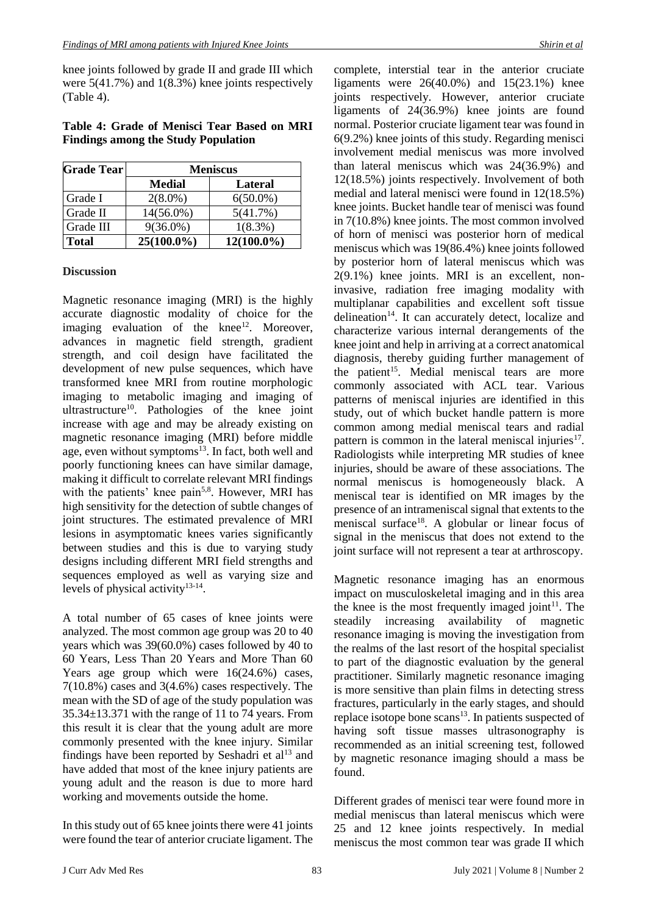knee joints followed by grade II and grade III which were 5(41.7%) and 1(8.3%) knee joints respectively (Table 4).

**Table 4: Grade of Menisci Tear Based on MRI Findings among the Study Population**

| Grade Tear | Meniscus | |
|---|---|---|
| | **Medial** | **Lateral** |
| Grade I | 2(8.0%) | 6(50.0%) |
| Grade II | 14(56.0%) | 5(41.7%) |
| Grade III | 9(36.0%) | 1(8.3%) |
| **Total** | **25(100.0%)** | **12(100.0%)** |

## Discussion

Magnetic resonance imaging (MRI) is the highly accurate diagnostic modality of choice for the imaging evaluation of the knee[12]. Moreover, advances in magnetic field strength, gradient strength, and coil design have facilitated the development of new pulse sequences, which have transformed knee MRI from routine morphologic imaging to metabolic imaging and imaging of ultrastructure[10]. Pathologies of the knee joint increase with age and may be already existing on magnetic resonance imaging (MRI) before middle age, even without symptoms[13]. In fact, both well and poorly functioning knees can have similar damage, making it difficult to correlate relevant MRI findings with the patients' knee pain[5,8]. However, MRI has high sensitivity for the detection of subtle changes of joint structures. The estimated prevalence of MRI lesions in asymptomatic knees varies significantly between studies and this is due to varying study designs including different MRI field strengths and sequences employed as well as varying size and levels of physical activity[13-14].

A total number of 65 cases of knee joints were analyzed. The most common age group was 20 to 40 years which was 39(60.0%) cases followed by 40 to 60 Years, Less Than 20 Years and More Than 60 Years age group which were 16(24.6%) cases, 7(10.8%) cases and 3(4.6%) cases respectively. The mean with the SD of age of the study population was 35.34±13.371 with the range of 11 to 74 years. From this result it is clear that the young adult are more commonly presented with the knee injury. Similar findings have been reported by Seshadri et al[13] and have added that most of the knee injury patients are young adult and the reason is due to more hard working and movements outside the home.

In this study out of 65 knee joints there were 41 joints were found the tear of anterior cruciate ligament. The complete, interstial tear in the anterior cruciate ligaments were 26(40.0%) and 15(23.1%) knee joints respectively. However, anterior cruciate ligaments of 24(36.9%) knee joints are found normal. Posterior cruciate ligament tear was found in 6(9.2%) knee joints of this study. Regarding menisci involvement medial meniscus was more involved than lateral meniscus which was 24(36.9%) and 12(18.5%) joints respectively. Involvement of both medial and lateral menisci were found in 12(18.5%) knee joints. Bucket handle tear of menisci was found in 7(10.8%) knee joints. The most common involved of horn of menisci was posterior horn of medical meniscus which was 19(86.4%) knee joints followed by posterior horn of lateral meniscus which was 2(9.1%) knee joints. MRI is an excellent, non-invasive, radiation free imaging modality with multiplanar capabilities and excellent soft tissue delineation[14]. It can accurately detect, localize and characterize various internal derangements of the knee joint and help in arriving at a correct anatomical diagnosis, thereby guiding further management of the patient[15]. Medial meniscal tears are more commonly associated with ACL tear. Various patterns of meniscal injuries are identified in this study, out of which bucket handle pattern is more common among medial meniscal tears and radial pattern is common in the lateral meniscal injuries[17]. Radiologists while interpreting MR studies of knee injuries, should be aware of these associations. The normal meniscus is homogeneously black. A meniscal tear is identified on MR images by the presence of an intrameniscal signal that extents to the meniscal surface[18]. A globular or linear focus of signal in the meniscus that does not extend to the joint surface will not represent a tear at arthroscopy.

Magnetic resonance imaging has an enormous impact on musculoskeletal imaging and in this area the knee is the most frequently imaged joint[11]. The steadily increasing availability of magnetic resonance imaging is moving the investigation from the realms of the last resort of the hospital specialist to part of the diagnostic evaluation by the general practitioner. Similarly magnetic resonance imaging is more sensitive than plain films in detecting stress fractures, particularly in the early stages, and should replace isotope bone scans[13]. In patients suspected of having soft tissue masses ultrasonography is recommended as an initial screening test, followed by magnetic resonance imaging should a mass be found.

Different grades of menisci tear were found more in medial meniscus than lateral meniscus which were 25 and 12 knee joints respectively. In medial meniscus the most common tear was grade II which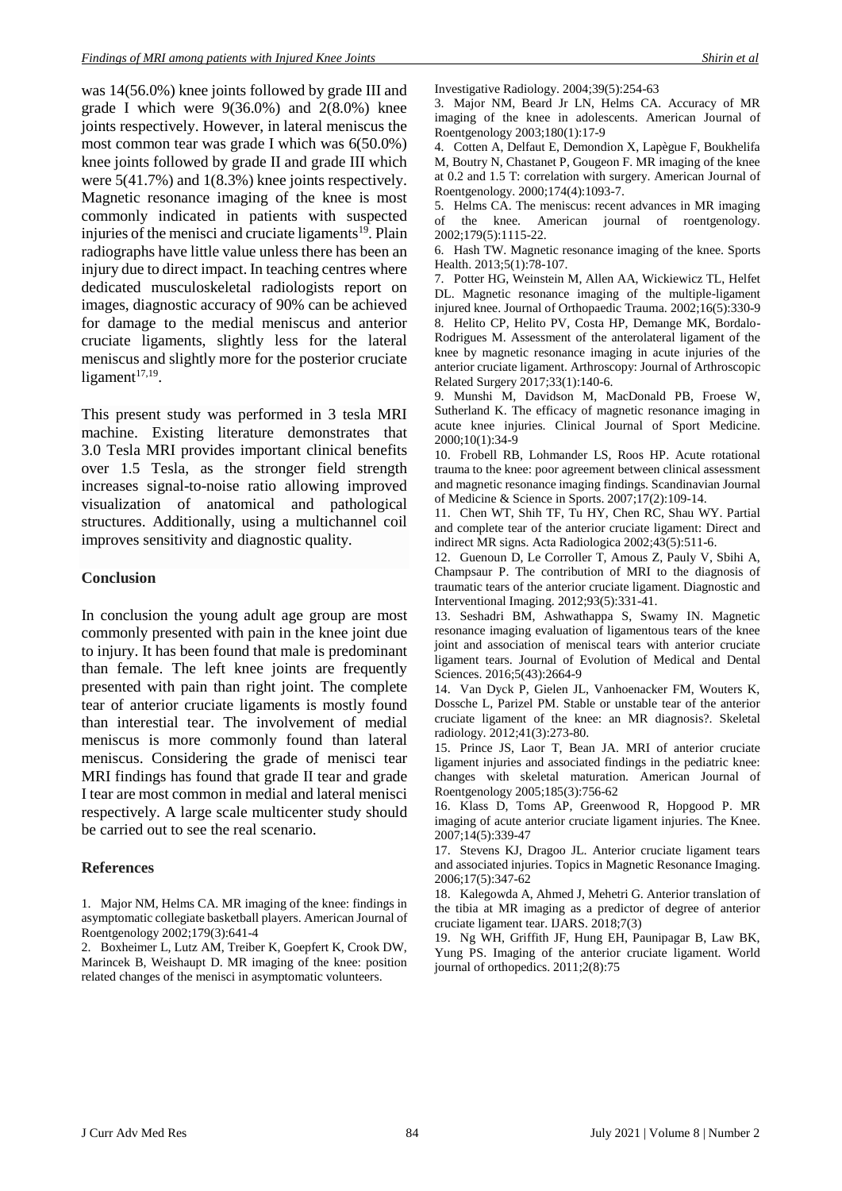was 14(56.0%) knee joints followed by grade III and grade I which were 9(36.0%) and 2(8.0%) knee joints respectively. However, in lateral meniscus the most common tear was grade I which was 6(50.0%) knee joints followed by grade II and grade III which were 5(41.7%) and 1(8.3%) knee joints respectively. Magnetic resonance imaging of the knee is most commonly indicated in patients with suspected injuries of the menisci and cruciate ligaments[19]. Plain radiographs have little value unless there has been an injury due to direct impact. In teaching centres where dedicated musculoskeletal radiologists report on images, diagnostic accuracy of 90% can be achieved for damage to the medial meniscus and anterior cruciate ligaments, slightly less for the lateral meniscus and slightly more for the posterior cruciate ligament[17,19].

This present study was performed in 3 tesla MRI machine. Existing literature demonstrates that 3.0 Tesla MRI provides important clinical benefits over 1.5 Tesla, as the stronger field strength increases signal-to-noise ratio allowing improved visualization of anatomical and pathological structures. Additionally, using a multichannel coil improves sensitivity and diagnostic quality.

## Conclusion

In conclusion the young adult age group are most commonly presented with pain in the knee joint due to injury. It has been found that male is predominant than female. The left knee joints are frequently presented with pain than right joint. The complete tear of anterior cruciate ligaments is mostly found than interestial tear. The involvement of medial meniscus is more commonly found than lateral meniscus. Considering the grade of menisci tear MRI findings has found that grade II tear and grade I tear are most common in medial and lateral menisci respectively. A large scale multicenter study should be carried out to see the real scenario.

## References

1. Major NM, Helms CA. MR imaging of the knee: findings in asymptomatic collegiate basketball players. American Journal of Roentgenology 2002;179(3):641-4
2. Boxheimer L, Lutz AM, Treiber K, Goepfert K, Crook DW, Marincek B, Weishaupt D. MR imaging of the knee: position related changes of the menisci in asymptomatic volunteers. Investigative Radiology. 2004;39(5):254-63
3. Major NM, Beard Jr LN, Helms CA. Accuracy of MR imaging of the knee in adolescents. American Journal of Roentgenology 2003;180(1):17-9
4. Cotten A, Delfaut E, Demondion X, Lapègue F, Boukhelifa M, Boutry N, Chastanet P, Gougeon F. MR imaging of the knee at 0.2 and 1.5 T: correlation with surgery. American Journal of Roentgenology. 2000;174(4):1093-7.
5. Helms CA. The meniscus: recent advances in MR imaging of the knee. American journal of roentgenology. 2002;179(5):1115-22.
6. Hash TW. Magnetic resonance imaging of the knee. Sports Health. 2013;5(1):78-107.
7. Potter HG, Weinstein M, Allen AA, Wickiewicz TL, Helfet DL. Magnetic resonance imaging of the multiple-ligament injured knee. Journal of Orthopaedic Trauma. 2002;16(5):330-9
8. Helito CP, Helito PV, Costa HP, Demange MK, Bordalo-Rodrigues M. Assessment of the anterolateral ligament of the knee by magnetic resonance imaging in acute injuries of the anterior cruciate ligament. Arthroscopy: Journal of Arthroscopic Related Surgery 2017;33(1):140-6.
9. Munshi M, Davidson M, MacDonald PB, Froese W, Sutherland K. The efficacy of magnetic resonance imaging in acute knee injuries. Clinical Journal of Sport Medicine. 2000;10(1):34-9
10. Frobell RB, Lohmander LS, Roos HP. Acute rotational trauma to the knee: poor agreement between clinical assessment and magnetic resonance imaging findings. Scandinavian Journal of Medicine & Science in Sports. 2007;17(2):109-14.
11. Chen WT, Shih TF, Tu HY, Chen RC, Shau WY. Partial and complete tear of the anterior cruciate ligament: Direct and indirect MR signs. Acta Radiologica 2002;43(5):511-6.
12. Guenoun D, Le Corroller T, Amous Z, Pauly V, Sbihi A, Champsaur P. The contribution of MRI to the diagnosis of traumatic tears of the anterior cruciate ligament. Diagnostic and Interventional Imaging. 2012;93(5):331-41.
13. Seshadri BM, Ashwathappa S, Swamy IN. Magnetic resonance imaging evaluation of ligamentous tears of the knee joint and association of meniscal tears with anterior cruciate ligament tears. Journal of Evolution of Medical and Dental Sciences. 2016;5(43):2664-9
14. Van Dyck P, Gielen JL, Vanhoenacker FM, Wouters K, Dossche L, Parizel PM. Stable or unstable tear of the anterior cruciate ligament of the knee: an MR diagnosis?. Skeletal radiology. 2012;41(3):273-80.
15. Prince JS, Laor T, Bean JA. MRI of anterior cruciate ligament injuries and associated findings in the pediatric knee: changes with skeletal maturation. American Journal of Roentgenology 2005;185(3):756-62
16. Klass D, Toms AP, Greenwood R, Hopgood P. MR imaging of acute anterior cruciate ligament injuries. The Knee. 2007;14(5):339-47
17. Stevens KJ, Dragoo JL. Anterior cruciate ligament tears and associated injuries. Topics in Magnetic Resonance Imaging. 2006;17(5):347-62
18. Kalegowda A, Ahmed J, Mehetri G. Anterior translation of the tibia at MR imaging as a predictor of degree of anterior cruciate ligament tear. IJARS. 2018;7(3)
19. Ng WH, Griffith JF, Hung EH, Paunipagar B, Law BK, Yung PS. Imaging of the anterior cruciate ligament. World journal of orthopedics. 2011;2(8):75